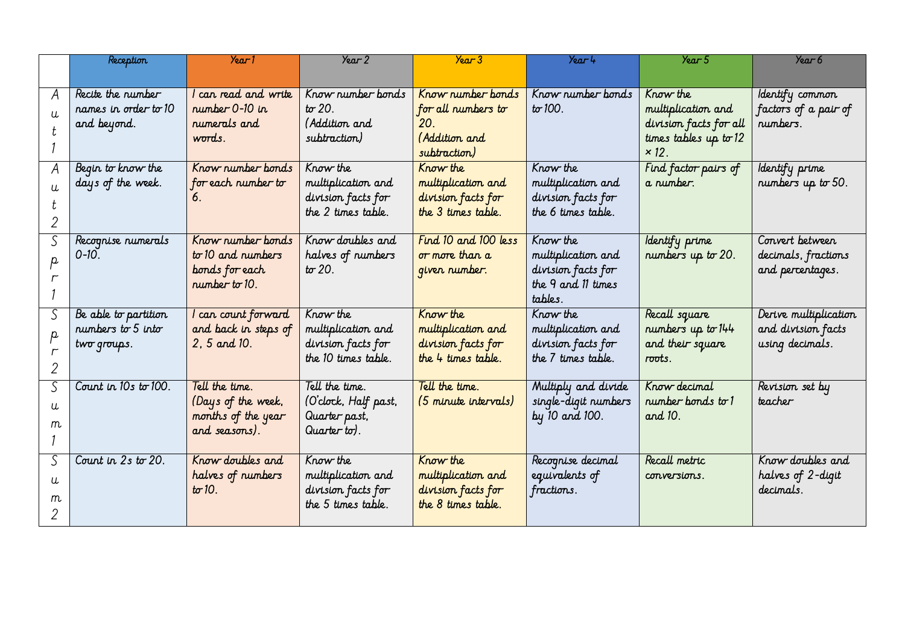| | Reception | Year 1 | Year 2 | Year 3 | Year 4 | Year 5 | Year 6 |
|---|---|---|---|---|---|---|---|
| Aut 1 | Recite the number names in order to 10 and beyond. | I can read and write number 0-10 in numerals and words. | Know number bonds to 20. (Addition and subtraction) | Know number bonds for all numbers to 20. (Addition and subtraction) | Know number bonds to 100. | Know the multiplication and division facts for all times tables up to 12 × 12. | Identify common factors of a pair of numbers. |
| Aut 2 | Begin to know the days of the week. | Know number bonds for each number to 6. | Know the multiplication and division facts for the 2 times table. | Know the multiplication and division facts for the 3 times table. | Know the multiplication and division facts for the 6 times table. | Find factor pairs of a number. | Identify prime numbers up to 50. |
| Spr 1 | Recognise numerals 0-10. | Know number bonds to 10 and numbers bonds for each number to 10. | Know doubles and halves of numbers to 20. | Find 10 and 100 less or more than a given number. | Know the multiplication and division facts for the 9 and 11 times tables. | Identify prime numbers up to 20. | Convert between decimals, fractions and percentages. |
| Spr 2 | Be able to partition numbers to 5 into two groups. | I can count forward and back in steps of 2, 5 and 10. | Know the multiplication and division facts for the 10 times table. | Know the multiplication and division facts for the 4 times table. | Know the multiplication and division facts for the 7 times table. | Recall square numbers up to 144 and their square roots. | Derive multiplication and division facts using decimals. |
| Sum 1 | Count in 10s to 100. | Tell the time. (Days of the week, months of the year and seasons). | Tell the time. (O'clock, Half past, Quarter past, Quarter to). | Tell the time. (5 minute intervals) | Multiply and divide single-digit numbers by 10 and 100. | Know decimal number bonds to 1 and 10. | Revision set by teacher |
| Sum 2 | Count in 2s to 20. | Know doubles and halves of numbers to 10. | Know the multiplication and division facts for the 5 times table. | Know the multiplication and division facts for the 8 times table. | Recognise decimal equivalents of fractions. | Recall metric conversions. | Know doubles and halves of 2-digit decimals. |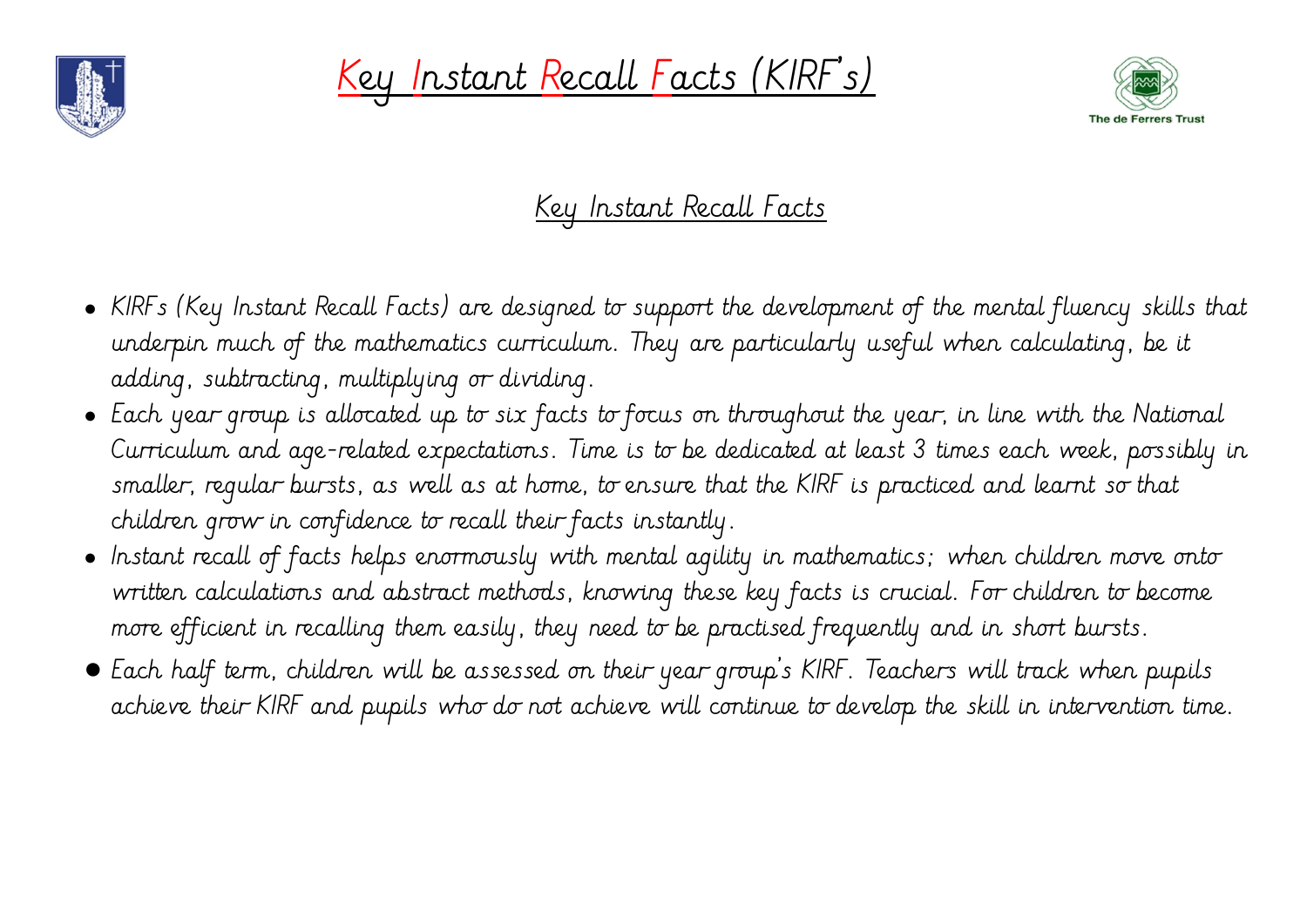# Key Instant Recall Facts (KIRF's)

The de Ferrers Trust

## Key Instant Recall Facts

- KIRFs (Key Instant Recall Facts) are designed to support the development of the mental fluency skills that underpin much of the mathematics curriculum. They are particularly useful when calculating, be it adding, subtracting, multiplying or dividing.
- Each year group is allocated up to six facts to focus on throughout the year, in line with the National Curriculum and age-related expectations. Time is to be dedicated at least 3 times each week, possibly in smaller, regular bursts, as well as at home, to ensure that the KIRF is practiced and learnt so that children grow in confidence to recall their facts instantly.
- Instant recall of facts helps enormously with mental agility in mathematics; when children move onto written calculations and abstract methods, knowing these key facts is crucial. For children to become more efficient in recalling them easily, they need to be practised frequently and in short bursts.
- Each half term, children will be assessed on their year group's KIRF. Teachers will track when pupils achieve their KIRF and pupils who do not achieve will continue to develop the skill in intervention time.